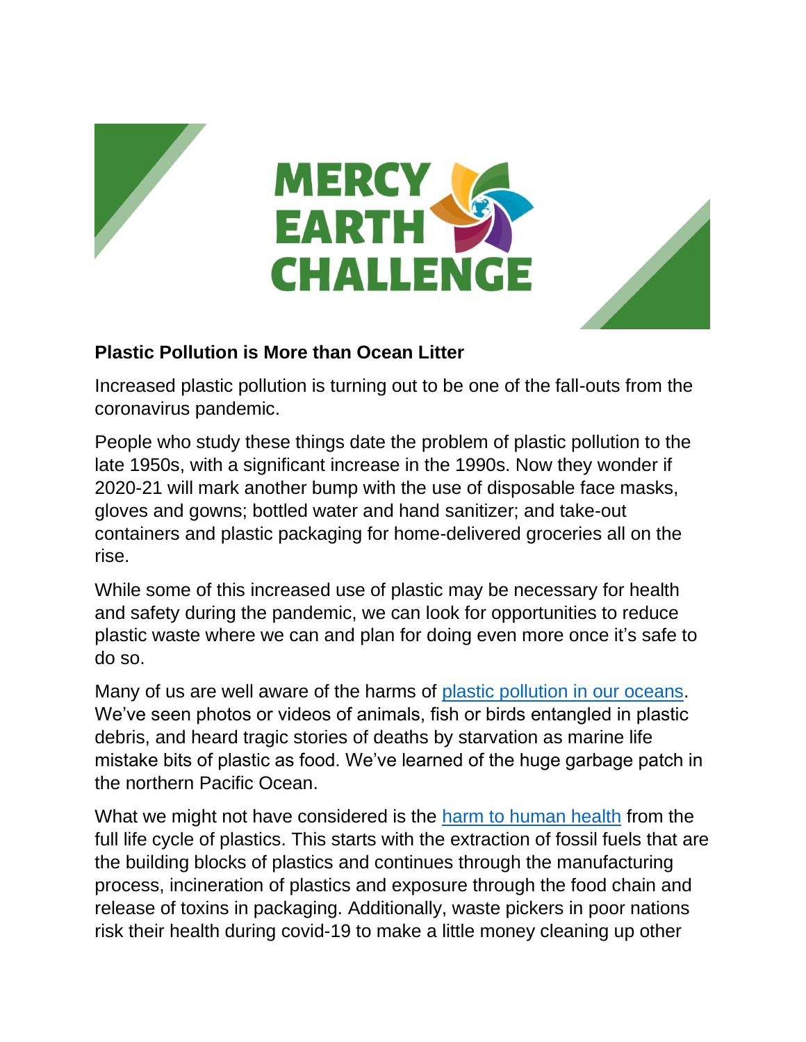MERCY EARTH CHALLENGE

**Plastic Pollution is More than Ocean Litter**

Increased plastic pollution is turning out to be one of the fall-outs from the coronavirus pandemic.

People who study these things date the problem of plastic pollution to the late 1950s, with a significant increase in the 1990s. Now they wonder if 2020-21 will mark another bump with the use of disposable face masks, gloves and gowns; bottled water and hand sanitizer; and take-out containers and plastic packaging for home-delivered groceries all on the rise.

While some of this increased use of plastic may be necessary for health and safety during the pandemic, we can look for opportunities to reduce plastic waste where we can and plan for doing even more once it's safe to do so.

Many of us are well aware of the harms of plastic pollution in our oceans. We've seen photos or videos of animals, fish or birds entangled in plastic debris, and heard tragic stories of deaths by starvation as marine life mistake bits of plastic as food. We've learned of the huge garbage patch in the northern Pacific Ocean.

What we might not have considered is the harm to human health from the full life cycle of plastics. This starts with the extraction of fossil fuels that are the building blocks of plastics and continues through the manufacturing process, incineration of plastics and exposure through the food chain and release of toxins in packaging. Additionally, waste pickers in poor nations risk their health during covid-19 to make a little money cleaning up other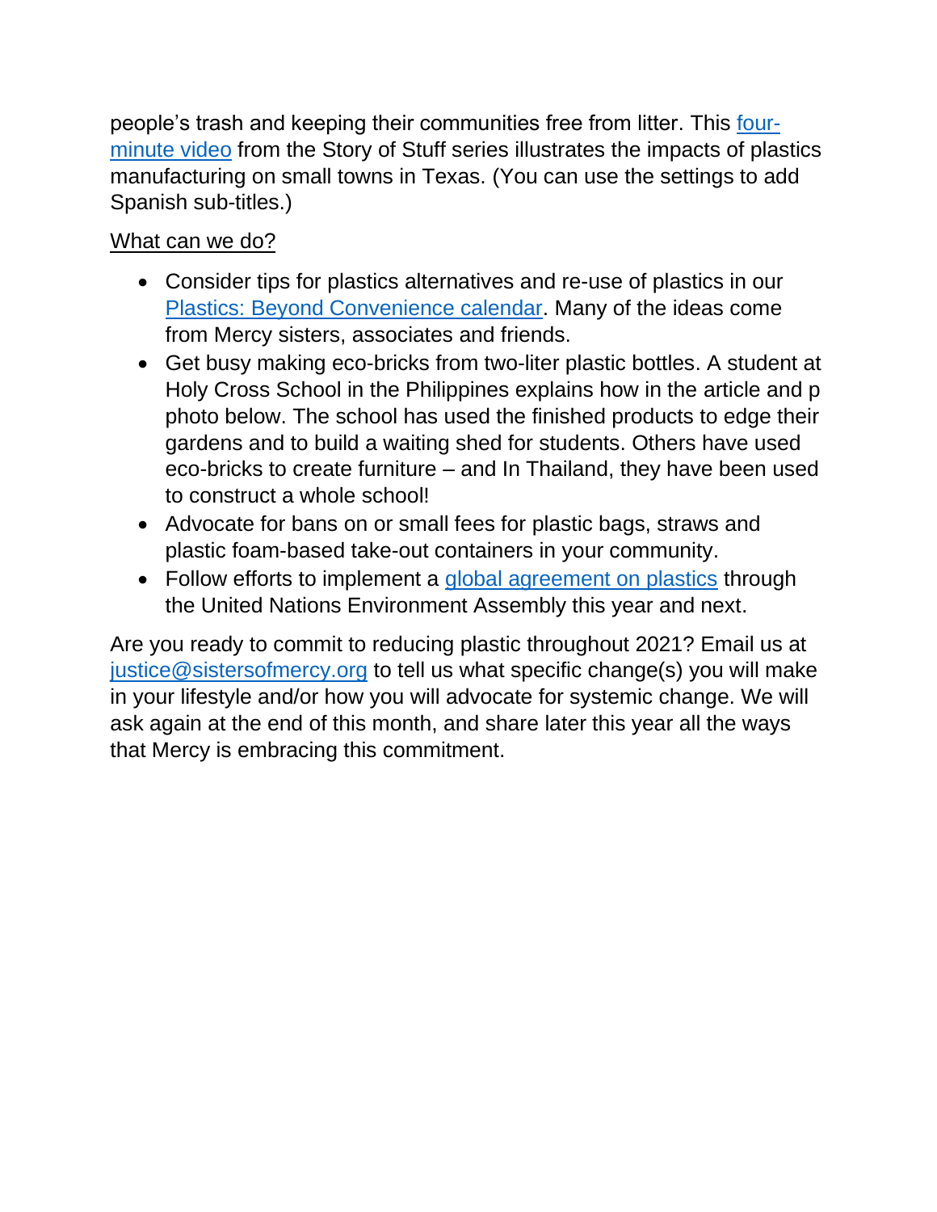people's trash and keeping their communities free from litter. This [four-minute video] from the Story of Stuff series illustrates the impacts of plastics manufacturing on small towns in Texas. (You can use the settings to add Spanish sub-titles.)

<u>What can we do?</u>

- Consider tips for plastics alternatives and re-use of plastics in our Plastics: Beyond Convenience calendar. Many of the ideas come from Mercy sisters, associates and friends.
- Get busy making eco-bricks from two-liter plastic bottles. A student at Holy Cross School in the Philippines explains how in the article and p photo below. The school has used the finished products to edge their gardens and to build a waiting shed for students. Others have used eco-bricks to create furniture – and In Thailand, they have been used to construct a whole school!
- Advocate for bans on or small fees for plastic bags, straws and plastic foam-based take-out containers in your community.
- Follow efforts to implement a global agreement on plastics through the United Nations Environment Assembly this year and next.

Are you ready to commit to reducing plastic throughout 2021? Email us at justice@sistersofmercy.org to tell us what specific change(s) you will make in your lifestyle and/or how you will advocate for systemic change. We will ask again at the end of this month, and share later this year all the ways that Mercy is embracing this commitment.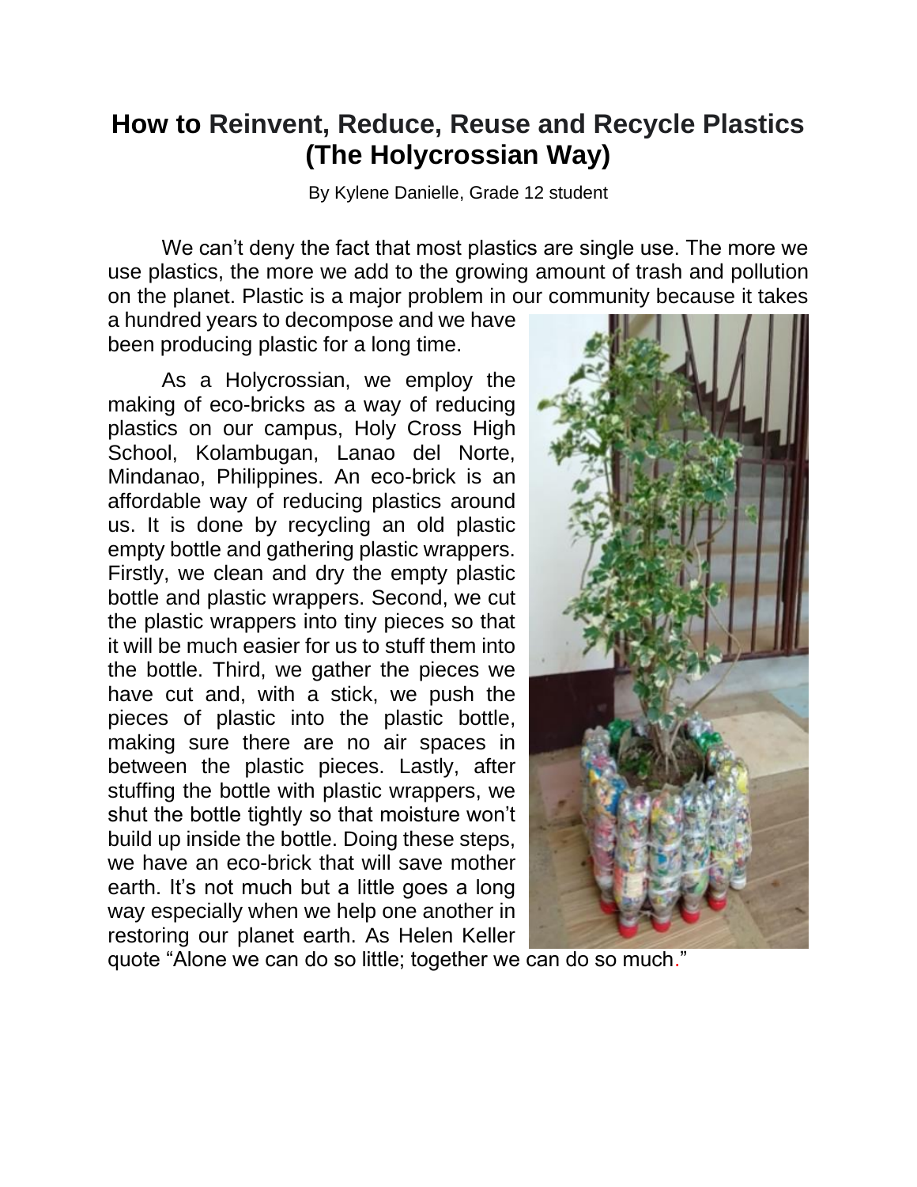# How to Reinvent, Reduce, Reuse and Recycle Plastics (The Holycrossian Way)

By Kylene Danielle, Grade 12 student

We can't deny the fact that most plastics are single use. The more we use plastics, the more we add to the growing amount of trash and pollution on the planet. Plastic is a major problem in our community because it takes a hundred years to decompose and we have been producing plastic for a long time.

As a Holycrossian, we employ the making of eco-bricks as a way of reducing plastics on our campus, Holy Cross High School, Kolambugan, Lanao del Norte, Mindanao, Philippines. An eco-brick is an affordable way of reducing plastics around us. It is done by recycling an old plastic empty bottle and gathering plastic wrappers. Firstly, we clean and dry the empty plastic bottle and plastic wrappers. Second, we cut the plastic wrappers into tiny pieces so that it will be much easier for us to stuff them into the bottle. Third, we gather the pieces we have cut and, with a stick, we push the pieces of plastic into the plastic bottle, making sure there are no air spaces in between the plastic pieces. Lastly, after stuffing the bottle with plastic wrappers, we shut the bottle tightly so that moisture won't build up inside the bottle. Doing these steps, we have an eco-brick that will save mother earth. It's not much but a little goes a long way especially when we help one another in restoring our planet earth. As Helen Keller quote "Alone we can do so little; together we can do so much."